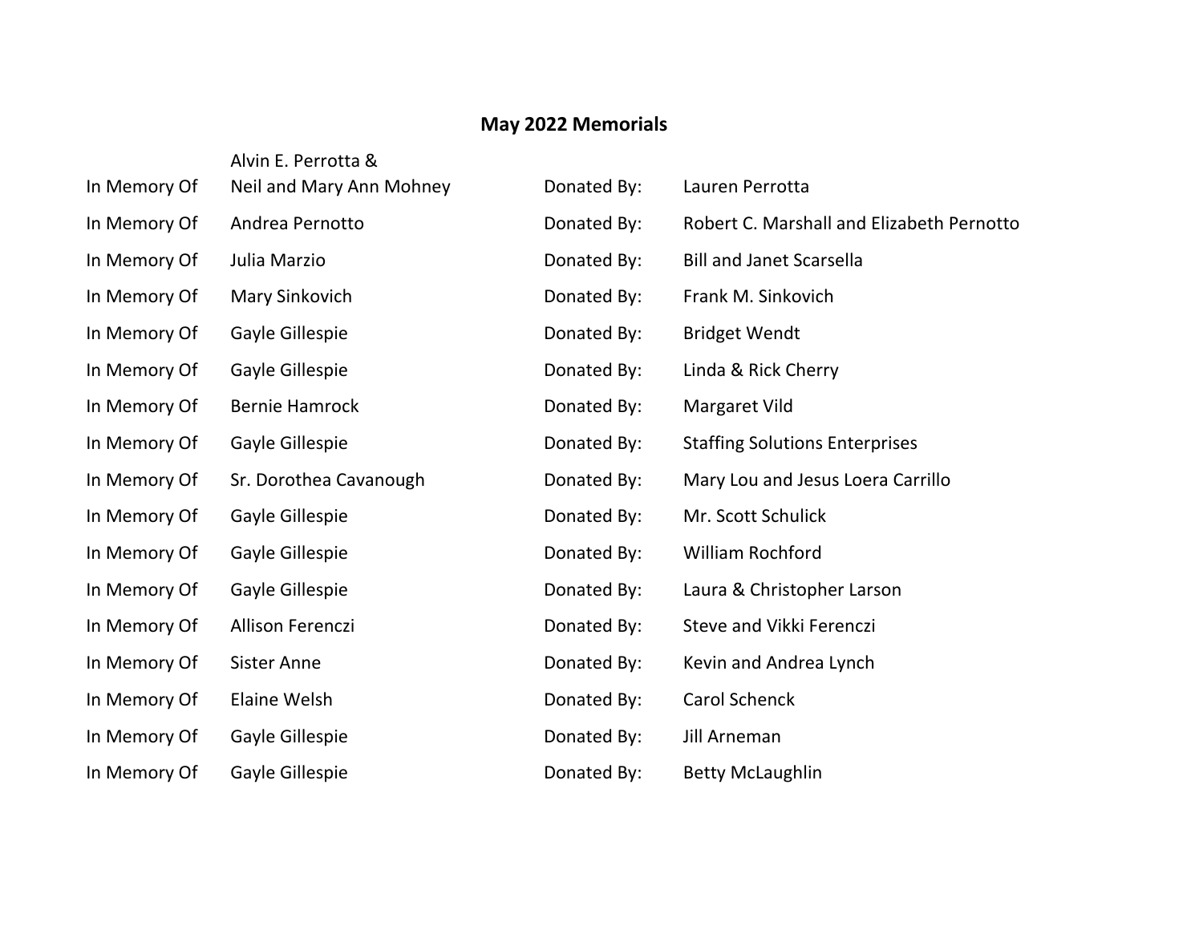## May 2022 Memorials

| | | | |
|---|---|---|---|
| In Memory Of | Alvin E. Perrotta & Neil and Mary Ann Mohney | Donated By: | Lauren Perrotta |
| In Memory Of | Andrea Pernotto | Donated By: | Robert C. Marshall and Elizabeth Pernotto |
| In Memory Of | Julia Marzio | Donated By: | Bill and Janet Scarsella |
| In Memory Of | Mary Sinkovich | Donated By: | Frank M. Sinkovich |
| In Memory Of | Gayle Gillespie | Donated By: | Bridget Wendt |
| In Memory Of | Gayle Gillespie | Donated By: | Linda & Rick Cherry |
| In Memory Of | Bernie Hamrock | Donated By: | Margaret Vild |
| In Memory Of | Gayle Gillespie | Donated By: | Staffing Solutions Enterprises |
| In Memory Of | Sr. Dorothea Cavanough | Donated By: | Mary Lou and Jesus Loera Carrillo |
| In Memory Of | Gayle Gillespie | Donated By: | Mr. Scott Schulick |
| In Memory Of | Gayle Gillespie | Donated By: | William Rochford |
| In Memory Of | Gayle Gillespie | Donated By: | Laura & Christopher Larson |
| In Memory Of | Allison Ferenczi | Donated By: | Steve and Vikki Ferenczi |
| In Memory Of | Sister Anne | Donated By: | Kevin and Andrea Lynch |
| In Memory Of | Elaine Welsh | Donated By: | Carol Schenck |
| In Memory Of | Gayle Gillespie | Donated By: | Jill Arneman |
| In Memory Of | Gayle Gillespie | Donated By: | Betty McLaughlin |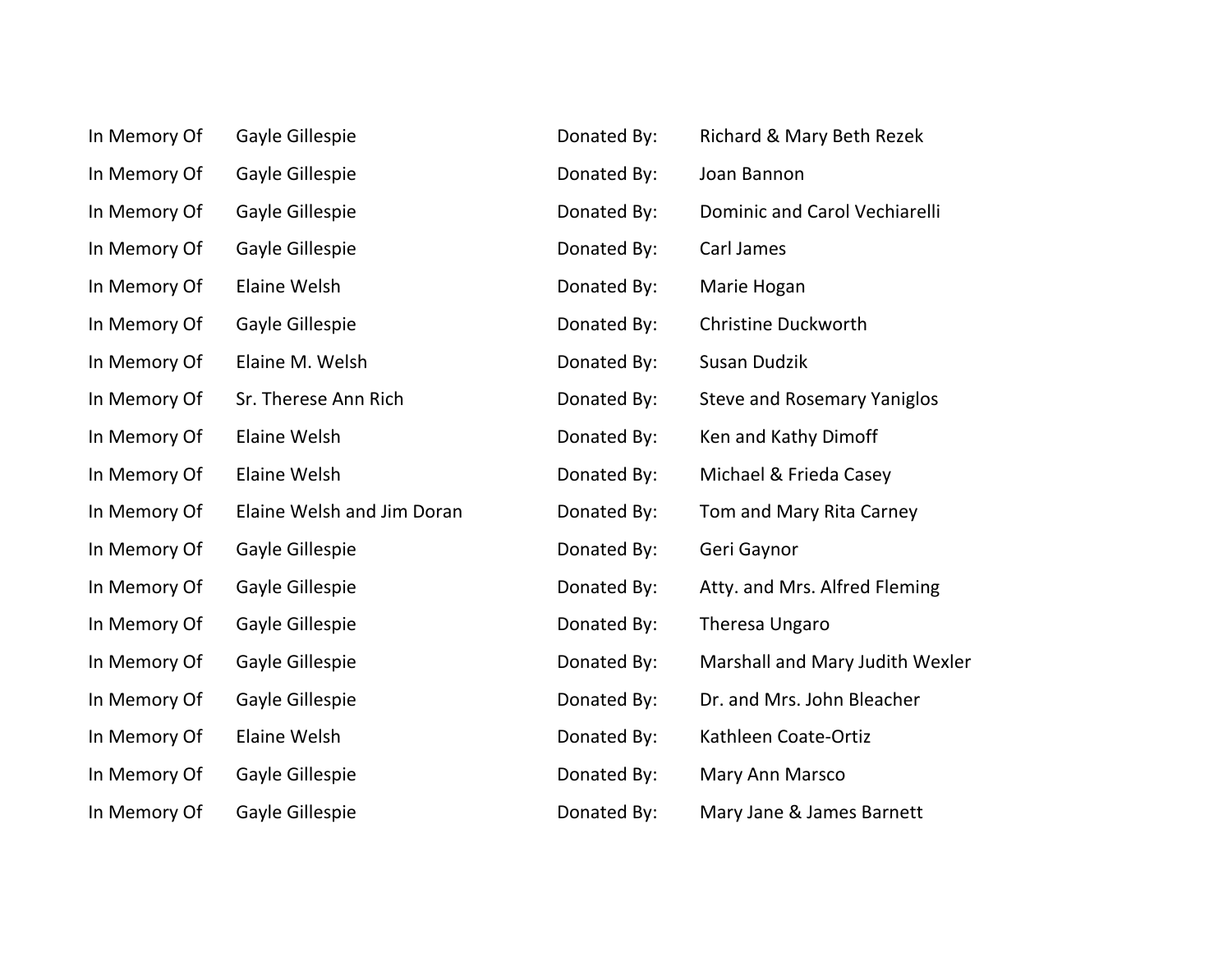| In Memory Of | | Donated By: | |
|---|---|---|---|
| In Memory Of | Gayle Gillespie | Donated By: | Richard & Mary Beth Rezek |
| In Memory Of | Gayle Gillespie | Donated By: | Joan Bannon |
| In Memory Of | Gayle Gillespie | Donated By: | Dominic and Carol Vechiarelli |
| In Memory Of | Gayle Gillespie | Donated By: | Carl James |
| In Memory Of | Elaine Welsh | Donated By: | Marie Hogan |
| In Memory Of | Gayle Gillespie | Donated By: | Christine Duckworth |
| In Memory Of | Elaine M. Welsh | Donated By: | Susan Dudzik |
| In Memory Of | Sr. Therese Ann Rich | Donated By: | Steve and Rosemary Yaniglos |
| In Memory Of | Elaine Welsh | Donated By: | Ken and Kathy Dimoff |
| In Memory Of | Elaine Welsh | Donated By: | Michael & Frieda Casey |
| In Memory Of | Elaine Welsh and Jim Doran | Donated By: | Tom and Mary Rita Carney |
| In Memory Of | Gayle Gillespie | Donated By: | Geri Gaynor |
| In Memory Of | Gayle Gillespie | Donated By: | Atty. and Mrs. Alfred Fleming |
| In Memory Of | Gayle Gillespie | Donated By: | Theresa Ungaro |
| In Memory Of | Gayle Gillespie | Donated By: | Marshall and Mary Judith Wexler |
| In Memory Of | Gayle Gillespie | Donated By: | Dr. and Mrs. John Bleacher |
| In Memory Of | Elaine Welsh | Donated By: | Kathleen Coate-Ortiz |
| In Memory Of | Gayle Gillespie | Donated By: | Mary Ann Marsco |
| In Memory Of | Gayle Gillespie | Donated By: | Mary Jane & James Barnett |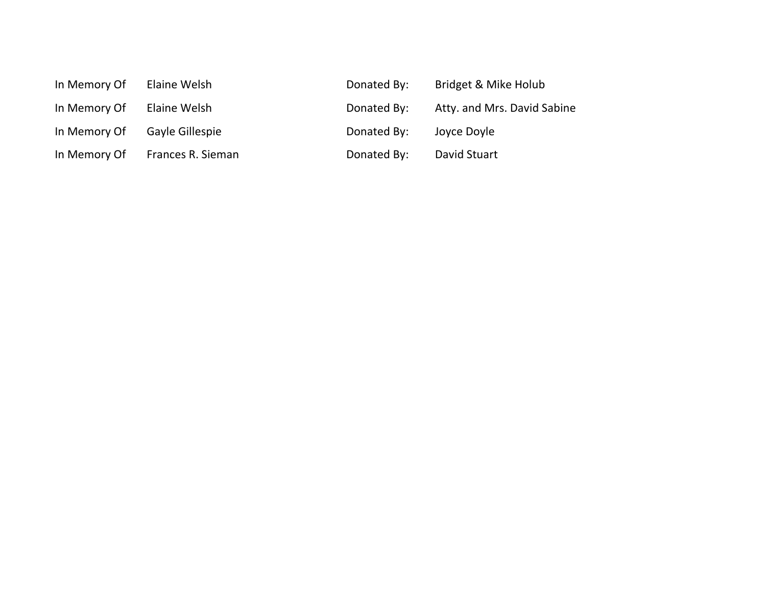| | | | |
|---|---|---|---|
| In Memory Of | Elaine Welsh | Donated By: | Bridget & Mike Holub |
| In Memory Of | Elaine Welsh | Donated By: | Atty. and Mrs. David Sabine |
| In Memory Of | Gayle Gillespie | Donated By: | Joyce Doyle |
| In Memory Of | Frances R. Sieman | Donated By: | David Stuart |